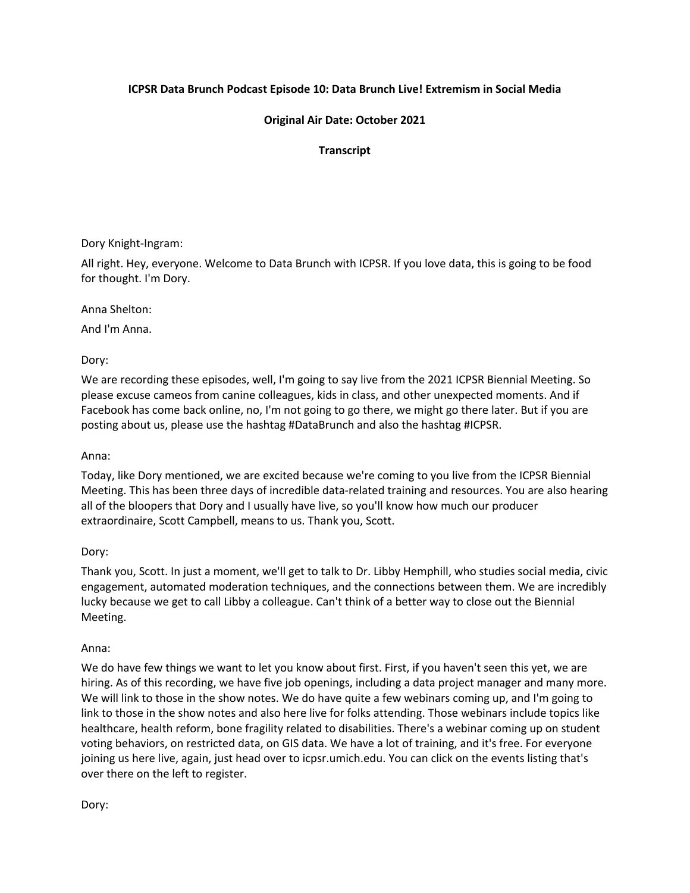**ICPSR Data Brunch Podcast Episode 10: Data Brunch Live! Extremism in Social Media**

**Original Air Date: October 2021**

**Transcript**

Dory Knight-Ingram:

All right. Hey, everyone. Welcome to Data Brunch with ICPSR. If you love data, this is going to be food for thought. I'm Dory.

Anna Shelton:

And I'm Anna.

Dory:

We are recording these episodes, well, I'm going to say live from the 2021 ICPSR Biennial Meeting. So please excuse cameos from canine colleagues, kids in class, and other unexpected moments. And if Facebook has come back online, no, I'm not going to go there, we might go there later. But if you are posting about us, please use the hashtag #DataBrunch and also the hashtag #ICPSR.

Anna:

Today, like Dory mentioned, we are excited because we're coming to you live from the ICPSR Biennial Meeting. This has been three days of incredible data-related training and resources. You are also hearing all of the bloopers that Dory and I usually have live, so you'll know how much our producer extraordinaire, Scott Campbell, means to us. Thank you, Scott.

Dory:

Thank you, Scott. In just a moment, we'll get to talk to Dr. Libby Hemphill, who studies social media, civic engagement, automated moderation techniques, and the connections between them. We are incredibly lucky because we get to call Libby a colleague. Can't think of a better way to close out the Biennial Meeting.

Anna:

We do have few things we want to let you know about first. First, if you haven't seen this yet, we are hiring. As of this recording, we have five job openings, including a data project manager and many more. We will link to those in the show notes. We do have quite a few webinars coming up, and I'm going to link to those in the show notes and also here live for folks attending. Those webinars include topics like healthcare, health reform, bone fragility related to disabilities. There's a webinar coming up on student voting behaviors, on restricted data, on GIS data. We have a lot of training, and it's free. For everyone joining us here live, again, just head over to icpsr.umich.edu. You can click on the events listing that's over there on the left to register.

Dory: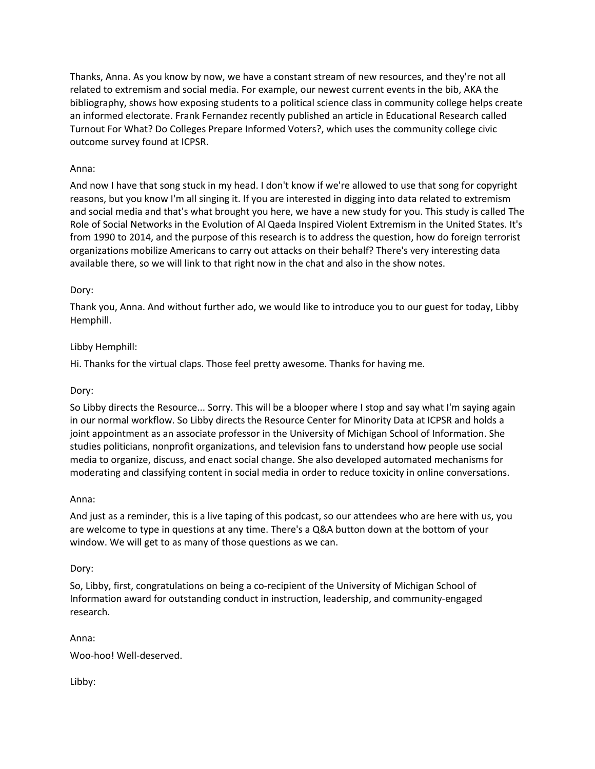Thanks, Anna. As you know by now, we have a constant stream of new resources, and they're not all related to extremism and social media. For example, our newest current events in the bib, AKA the bibliography, shows how exposing students to a political science class in community college helps create an informed electorate. Frank Fernandez recently published an article in Educational Research called Turnout For What? Do Colleges Prepare Informed Voters?, which uses the community college civic outcome survey found at ICPSR.

Anna:

And now I have that song stuck in my head. I don't know if we're allowed to use that song for copyright reasons, but you know I'm all singing it. If you are interested in digging into data related to extremism and social media and that's what brought you here, we have a new study for you. This study is called The Role of Social Networks in the Evolution of Al Qaeda Inspired Violent Extremism in the United States. It's from 1990 to 2014, and the purpose of this research is to address the question, how do foreign terrorist organizations mobilize Americans to carry out attacks on their behalf? There's very interesting data available there, so we will link to that right now in the chat and also in the show notes.

Dory:

Thank you, Anna. And without further ado, we would like to introduce you to our guest for today, Libby Hemphill.

Libby Hemphill:

Hi. Thanks for the virtual claps. Those feel pretty awesome. Thanks for having me.

Dory:

So Libby directs the Resource... Sorry. This will be a blooper where I stop and say what I'm saying again in our normal workflow. So Libby directs the Resource Center for Minority Data at ICPSR and holds a joint appointment as an associate professor in the University of Michigan School of Information. She studies politicians, nonprofit organizations, and television fans to understand how people use social media to organize, discuss, and enact social change. She also developed automated mechanisms for moderating and classifying content in social media in order to reduce toxicity in online conversations.

Anna:

And just as a reminder, this is a live taping of this podcast, so our attendees who are here with us, you are welcome to type in questions at any time. There's a Q&A button down at the bottom of your window. We will get to as many of those questions as we can.

Dory:

So, Libby, first, congratulations on being a co-recipient of the University of Michigan School of Information award for outstanding conduct in instruction, leadership, and community-engaged research.

Anna:

Woo-hoo! Well-deserved.

Libby: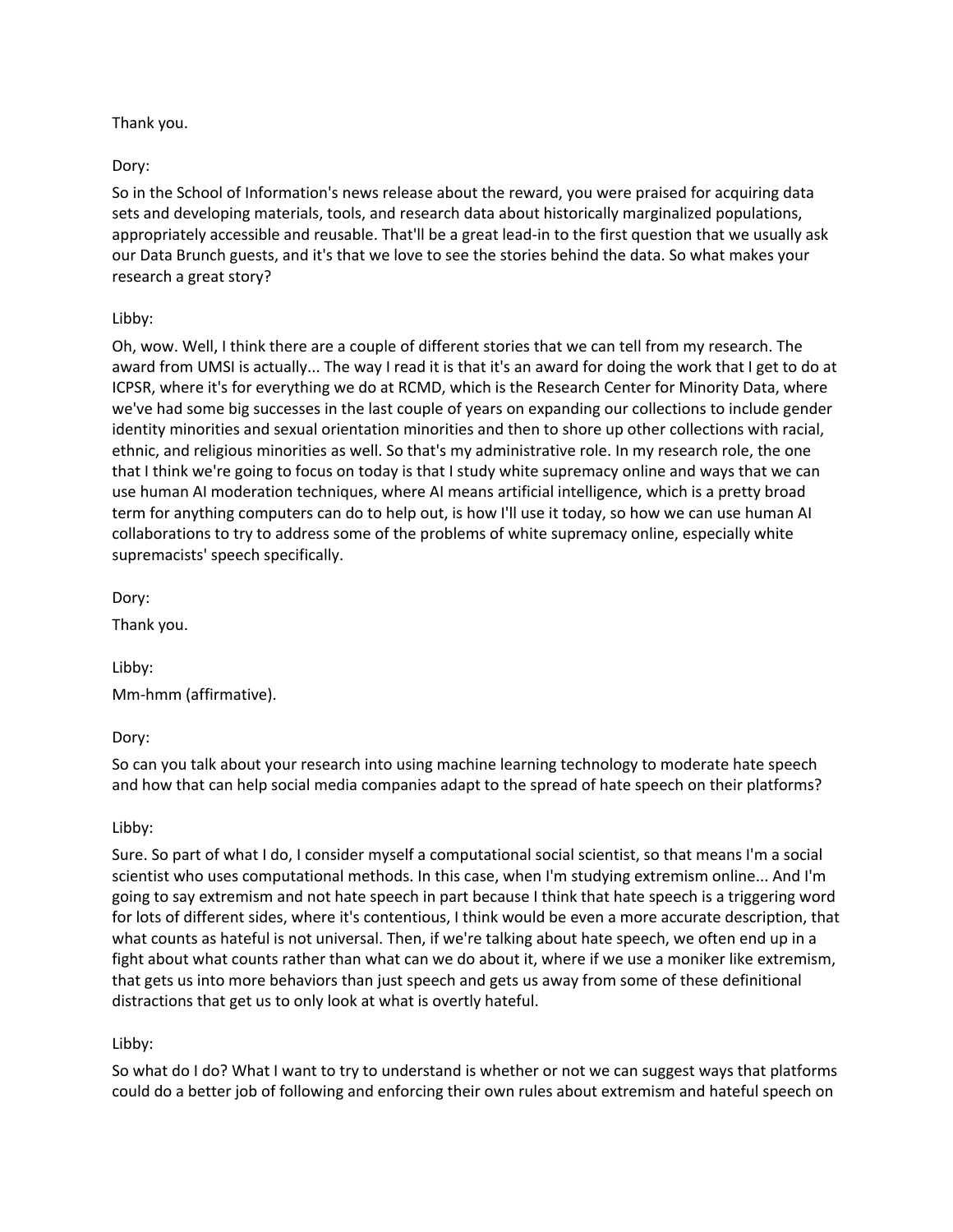Thank you.

Dory:

So in the School of Information's news release about the reward, you were praised for acquiring data sets and developing materials, tools, and research data about historically marginalized populations, appropriately accessible and reusable. That'll be a great lead-in to the first question that we usually ask our Data Brunch guests, and it's that we love to see the stories behind the data. So what makes your research a great story?

Libby:

Oh, wow. Well, I think there are a couple of different stories that we can tell from my research. The award from UMSI is actually... The way I read it is that it's an award for doing the work that I get to do at ICPSR, where it's for everything we do at RCMD, which is the Research Center for Minority Data, where we've had some big successes in the last couple of years on expanding our collections to include gender identity minorities and sexual orientation minorities and then to shore up other collections with racial, ethnic, and religious minorities as well. So that's my administrative role. In my research role, the one that I think we're going to focus on today is that I study white supremacy online and ways that we can use human AI moderation techniques, where AI means artificial intelligence, which is a pretty broad term for anything computers can do to help out, is how I'll use it today, so how we can use human AI collaborations to try to address some of the problems of white supremacy online, especially white supremacists' speech specifically.

Dory:

Thank you.

Libby:

Mm-hmm (affirmative).

Dory:

So can you talk about your research into using machine learning technology to moderate hate speech and how that can help social media companies adapt to the spread of hate speech on their platforms?

Libby:

Sure. So part of what I do, I consider myself a computational social scientist, so that means I'm a social scientist who uses computational methods. In this case, when I'm studying extremism online... And I'm going to say extremism and not hate speech in part because I think that hate speech is a triggering word for lots of different sides, where it's contentious, I think would be even a more accurate description, that what counts as hateful is not universal. Then, if we're talking about hate speech, we often end up in a fight about what counts rather than what can we do about it, where if we use a moniker like extremism, that gets us into more behaviors than just speech and gets us away from some of these definitional distractions that get us to only look at what is overtly hateful.

Libby:

So what do I do? What I want to try to understand is whether or not we can suggest ways that platforms could do a better job of following and enforcing their own rules about extremism and hateful speech on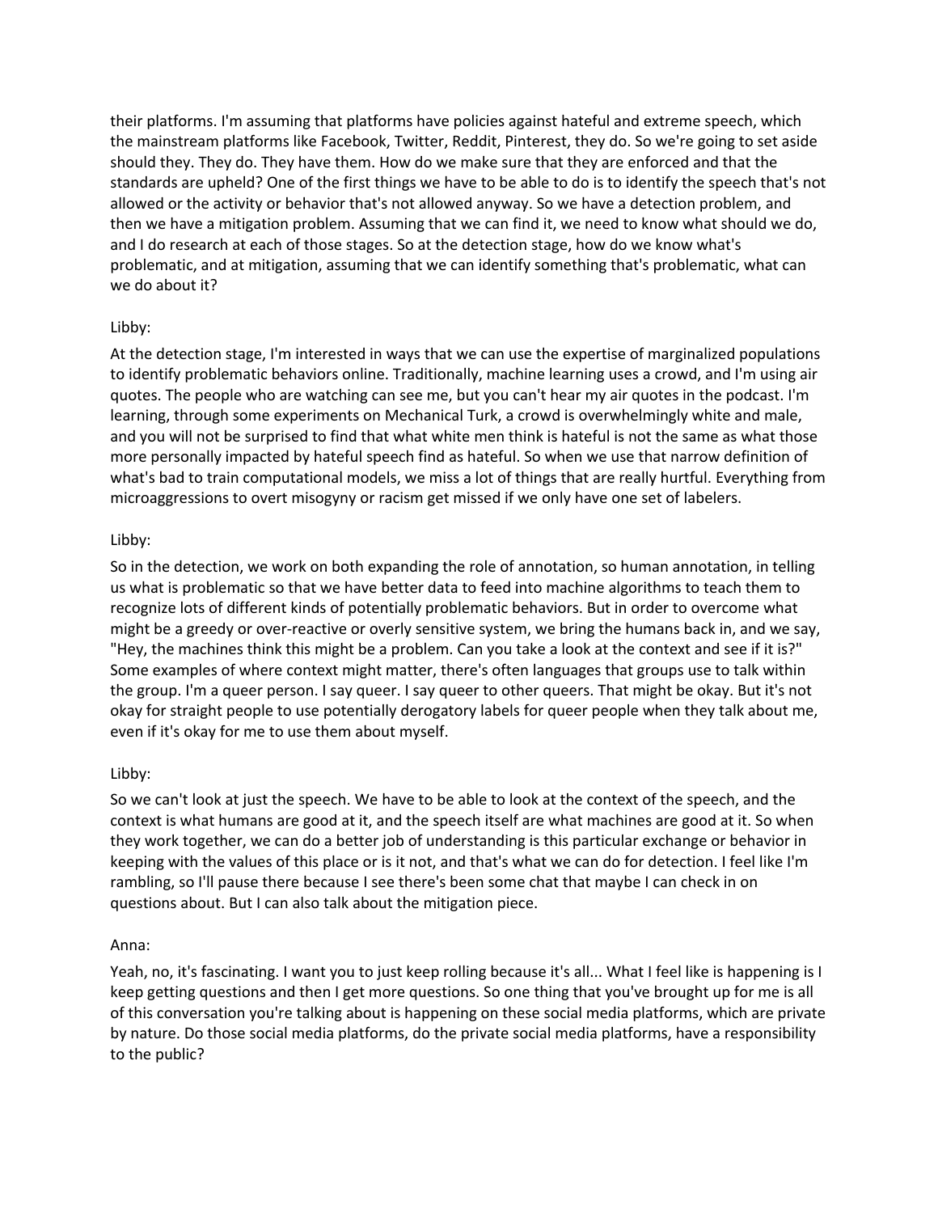their platforms. I'm assuming that platforms have policies against hateful and extreme speech, which the mainstream platforms like Facebook, Twitter, Reddit, Pinterest, they do. So we're going to set aside should they. They do. They have them. How do we make sure that they are enforced and that the standards are upheld? One of the first things we have to be able to do is to identify the speech that's not allowed or the activity or behavior that's not allowed anyway. So we have a detection problem, and then we have a mitigation problem. Assuming that we can find it, we need to know what should we do, and I do research at each of those stages. So at the detection stage, how do we know what's problematic, and at mitigation, assuming that we can identify something that's problematic, what can we do about it?

Libby:

At the detection stage, I'm interested in ways that we can use the expertise of marginalized populations to identify problematic behaviors online. Traditionally, machine learning uses a crowd, and I'm using air quotes. The people who are watching can see me, but you can't hear my air quotes in the podcast. I'm learning, through some experiments on Mechanical Turk, a crowd is overwhelmingly white and male, and you will not be surprised to find that what white men think is hateful is not the same as what those more personally impacted by hateful speech find as hateful. So when we use that narrow definition of what's bad to train computational models, we miss a lot of things that are really hurtful. Everything from microaggressions to overt misogyny or racism get missed if we only have one set of labelers.

Libby:

So in the detection, we work on both expanding the role of annotation, so human annotation, in telling us what is problematic so that we have better data to feed into machine algorithms to teach them to recognize lots of different kinds of potentially problematic behaviors. But in order to overcome what might be a greedy or over-reactive or overly sensitive system, we bring the humans back in, and we say, "Hey, the machines think this might be a problem. Can you take a look at the context and see if it is?" Some examples of where context might matter, there's often languages that groups use to talk within the group. I'm a queer person. I say queer. I say queer to other queers. That might be okay. But it's not okay for straight people to use potentially derogatory labels for queer people when they talk about me, even if it's okay for me to use them about myself.

Libby:

So we can't look at just the speech. We have to be able to look at the context of the speech, and the context is what humans are good at it, and the speech itself are what machines are good at it. So when they work together, we can do a better job of understanding is this particular exchange or behavior in keeping with the values of this place or is it not, and that's what we can do for detection. I feel like I'm rambling, so I'll pause there because I see there's been some chat that maybe I can check in on questions about. But I can also talk about the mitigation piece.

Anna:

Yeah, no, it's fascinating. I want you to just keep rolling because it's all... What I feel like is happening is I keep getting questions and then I get more questions. So one thing that you've brought up for me is all of this conversation you're talking about is happening on these social media platforms, which are private by nature. Do those social media platforms, do the private social media platforms, have a responsibility to the public?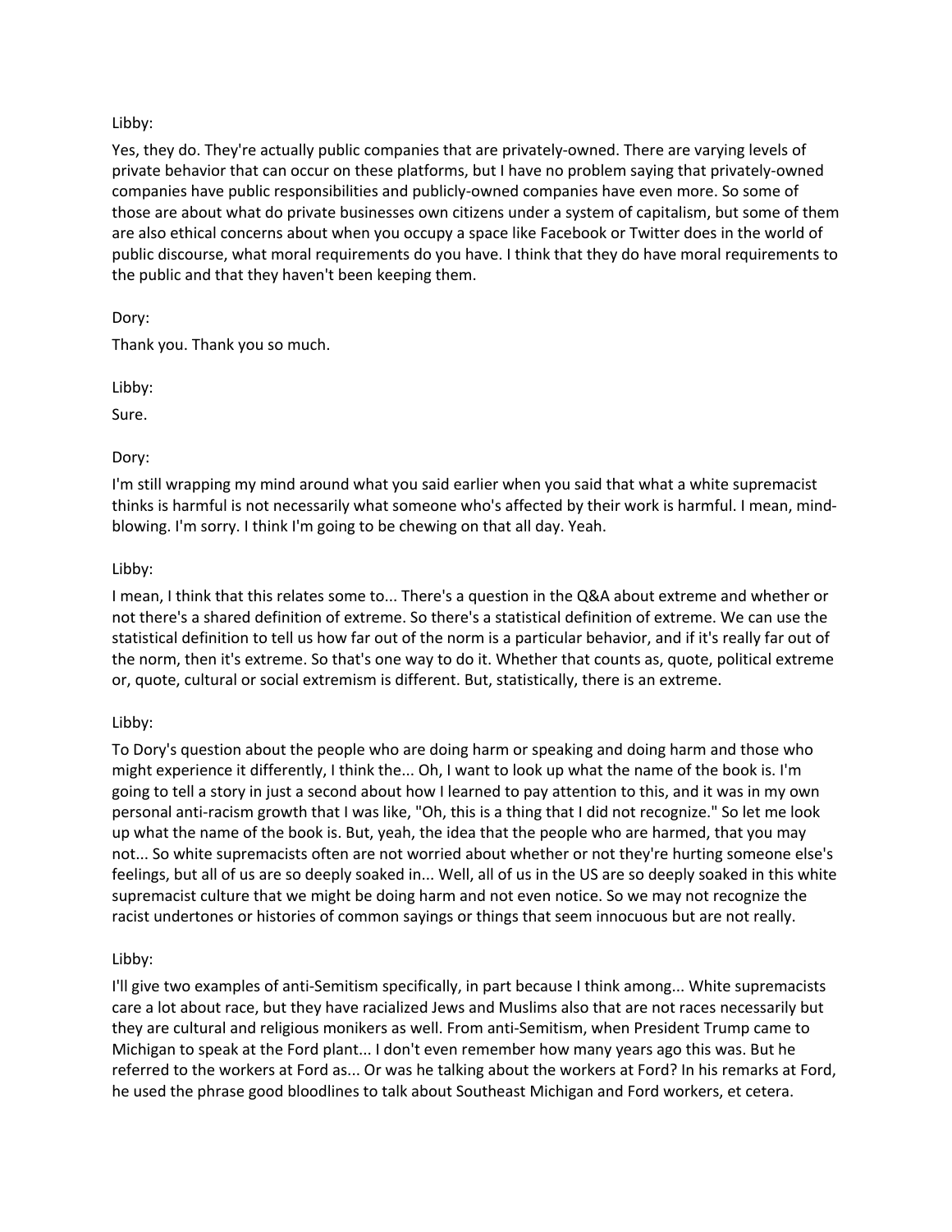Libby:

Yes, they do. They're actually public companies that are privately-owned. There are varying levels of private behavior that can occur on these platforms, but I have no problem saying that privately-owned companies have public responsibilities and publicly-owned companies have even more. So some of those are about what do private businesses own citizens under a system of capitalism, but some of them are also ethical concerns about when you occupy a space like Facebook or Twitter does in the world of public discourse, what moral requirements do you have. I think that they do have moral requirements to the public and that they haven't been keeping them.

Dory:

Thank you. Thank you so much.

Libby:

Sure.

Dory:

I'm still wrapping my mind around what you said earlier when you said that what a white supremacist thinks is harmful is not necessarily what someone who's affected by their work is harmful. I mean, mind-blowing. I'm sorry. I think I'm going to be chewing on that all day. Yeah.

Libby:

I mean, I think that this relates some to... There's a question in the Q&A about extreme and whether or not there's a shared definition of extreme. So there's a statistical definition of extreme. We can use the statistical definition to tell us how far out of the norm is a particular behavior, and if it's really far out of the norm, then it's extreme. So that's one way to do it. Whether that counts as, quote, political extreme or, quote, cultural or social extremism is different. But, statistically, there is an extreme.

Libby:

To Dory's question about the people who are doing harm or speaking and doing harm and those who might experience it differently, I think the... Oh, I want to look up what the name of the book is. I'm going to tell a story in just a second about how I learned to pay attention to this, and it was in my own personal anti-racism growth that I was like, "Oh, this is a thing that I did not recognize." So let me look up what the name of the book is. But, yeah, the idea that the people who are harmed, that you may not... So white supremacists often are not worried about whether or not they're hurting someone else's feelings, but all of us are so deeply soaked in... Well, all of us in the US are so deeply soaked in this white supremacist culture that we might be doing harm and not even notice. So we may not recognize the racist undertones or histories of common sayings or things that seem innocuous but are not really.

Libby:

I'll give two examples of anti-Semitism specifically, in part because I think among... White supremacists care a lot about race, but they have racialized Jews and Muslims also that are not races necessarily but they are cultural and religious monikers as well. From anti-Semitism, when President Trump came to Michigan to speak at the Ford plant... I don't even remember how many years ago this was. But he referred to the workers at Ford as... Or was he talking about the workers at Ford? In his remarks at Ford, he used the phrase good bloodlines to talk about Southeast Michigan and Ford workers, et cetera.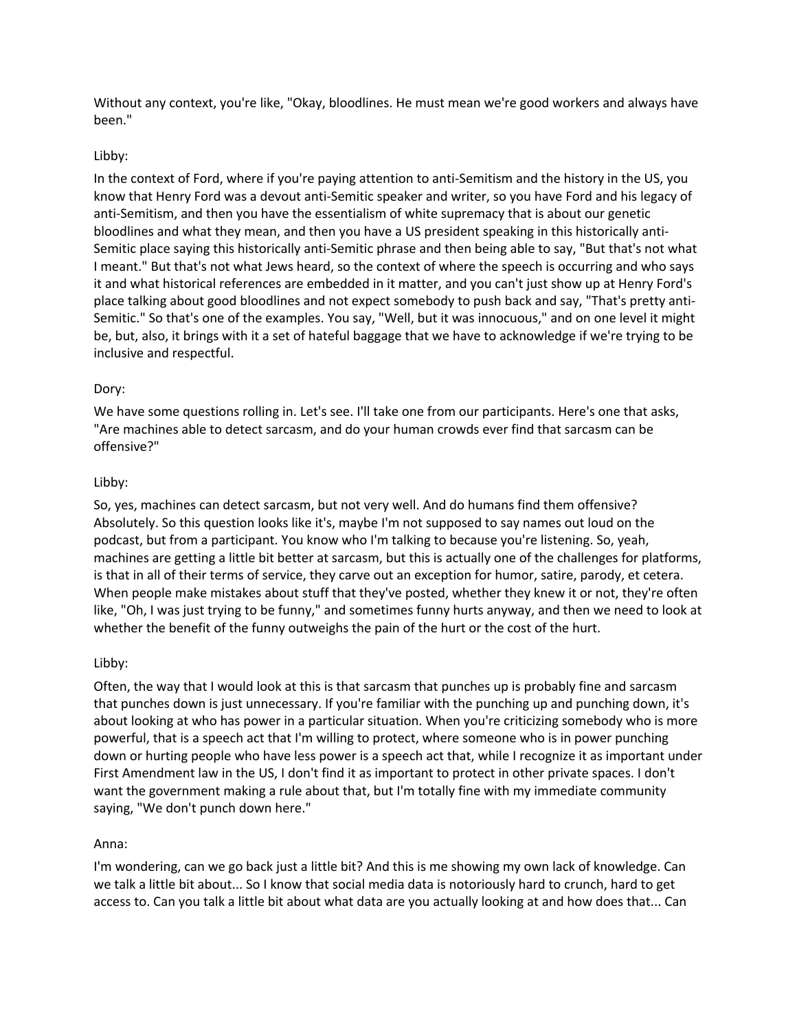Without any context, you're like, "Okay, bloodlines. He must mean we're good workers and always have been."

Libby:

In the context of Ford, where if you're paying attention to anti-Semitism and the history in the US, you know that Henry Ford was a devout anti-Semitic speaker and writer, so you have Ford and his legacy of anti-Semitism, and then you have the essentialism of white supremacy that is about our genetic bloodlines and what they mean, and then you have a US president speaking in this historically anti-Semitic place saying this historically anti-Semitic phrase and then being able to say, "But that's not what I meant." But that's not what Jews heard, so the context of where the speech is occurring and who says it and what historical references are embedded in it matter, and you can't just show up at Henry Ford's place talking about good bloodlines and not expect somebody to push back and say, "That's pretty anti-Semitic." So that's one of the examples. You say, "Well, but it was innocuous," and on one level it might be, but, also, it brings with it a set of hateful baggage that we have to acknowledge if we're trying to be inclusive and respectful.

Dory:

We have some questions rolling in. Let's see. I'll take one from our participants. Here's one that asks, "Are machines able to detect sarcasm, and do your human crowds ever find that sarcasm can be offensive?"

Libby:

So, yes, machines can detect sarcasm, but not very well. And do humans find them offensive? Absolutely. So this question looks like it's, maybe I'm not supposed to say names out loud on the podcast, but from a participant. You know who I'm talking to because you're listening. So, yeah, machines are getting a little bit better at sarcasm, but this is actually one of the challenges for platforms, is that in all of their terms of service, they carve out an exception for humor, satire, parody, et cetera. When people make mistakes about stuff that they've posted, whether they knew it or not, they're often like, "Oh, I was just trying to be funny," and sometimes funny hurts anyway, and then we need to look at whether the benefit of the funny outweighs the pain of the hurt or the cost of the hurt.

Libby:

Often, the way that I would look at this is that sarcasm that punches up is probably fine and sarcasm that punches down is just unnecessary. If you're familiar with the punching up and punching down, it's about looking at who has power in a particular situation. When you're criticizing somebody who is more powerful, that is a speech act that I'm willing to protect, where someone who is in power punching down or hurting people who have less power is a speech act that, while I recognize it as important under First Amendment law in the US, I don't find it as important to protect in other private spaces. I don't want the government making a rule about that, but I'm totally fine with my immediate community saying, "We don't punch down here."

Anna:

I'm wondering, can we go back just a little bit? And this is me showing my own lack of knowledge. Can we talk a little bit about... So I know that social media data is notoriously hard to crunch, hard to get access to. Can you talk a little bit about what data are you actually looking at and how does that... Can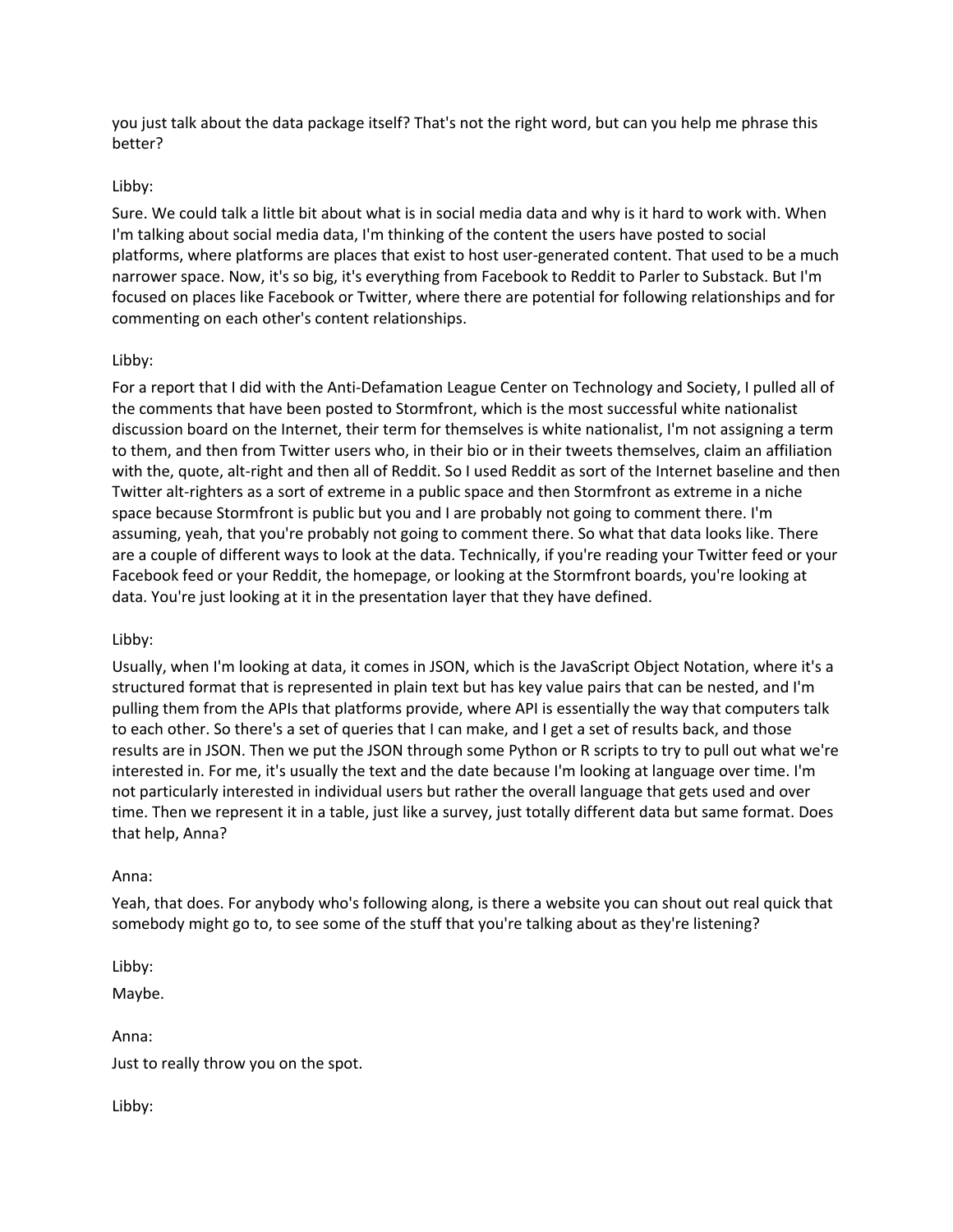you just talk about the data package itself? That's not the right word, but can you help me phrase this better?

Libby:

Sure. We could talk a little bit about what is in social media data and why is it hard to work with. When I'm talking about social media data, I'm thinking of the content the users have posted to social platforms, where platforms are places that exist to host user-generated content. That used to be a much narrower space. Now, it's so big, it's everything from Facebook to Reddit to Parler to Substack. But I'm focused on places like Facebook or Twitter, where there are potential for following relationships and for commenting on each other's content relationships.

Libby:

For a report that I did with the Anti-Defamation League Center on Technology and Society, I pulled all of the comments that have been posted to Stormfront, which is the most successful white nationalist discussion board on the Internet, their term for themselves is white nationalist, I'm not assigning a term to them, and then from Twitter users who, in their bio or in their tweets themselves, claim an affiliation with the, quote, alt-right and then all of Reddit. So I used Reddit as sort of the Internet baseline and then Twitter alt-righters as a sort of extreme in a public space and then Stormfront as extreme in a niche space because Stormfront is public but you and I are probably not going to comment there. I'm assuming, yeah, that you're probably not going to comment there. So what that data looks like. There are a couple of different ways to look at the data. Technically, if you're reading your Twitter feed or your Facebook feed or your Reddit, the homepage, or looking at the Stormfront boards, you're looking at data. You're just looking at it in the presentation layer that they have defined.

Libby:

Usually, when I'm looking at data, it comes in JSON, which is the JavaScript Object Notation, where it's a structured format that is represented in plain text but has key value pairs that can be nested, and I'm pulling them from the APIs that platforms provide, where API is essentially the way that computers talk to each other. So there's a set of queries that I can make, and I get a set of results back, and those results are in JSON. Then we put the JSON through some Python or R scripts to try to pull out what we're interested in. For me, it's usually the text and the date because I'm looking at language over time. I'm not particularly interested in individual users but rather the overall language that gets used and over time. Then we represent it in a table, just like a survey, just totally different data but same format. Does that help, Anna?

Anna:

Yeah, that does. For anybody who's following along, is there a website you can shout out real quick that somebody might go to, to see some of the stuff that you're talking about as they're listening?

Libby:

Maybe.

Anna:

Just to really throw you on the spot.

Libby: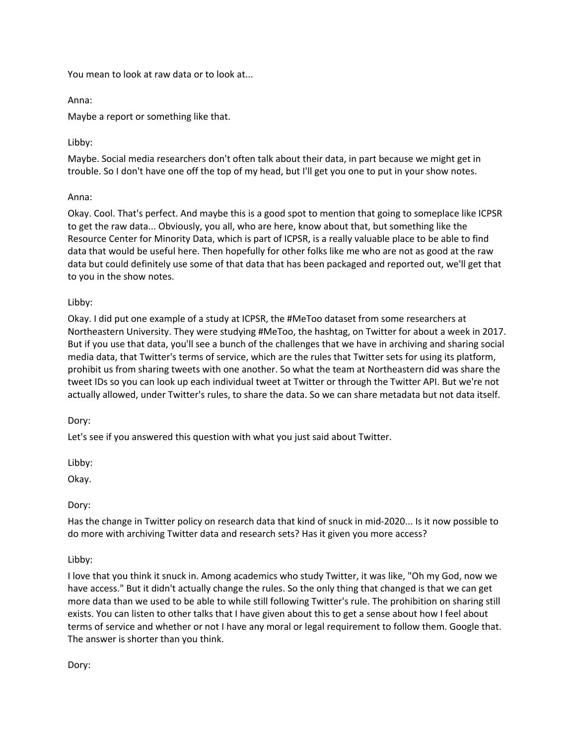You mean to look at raw data or to look at...

Anna:

Maybe a report or something like that.

Libby:

Maybe. Social media researchers don't often talk about their data, in part because we might get in trouble. So I don't have one off the top of my head, but I'll get you one to put in your show notes.

Anna:

Okay. Cool. That's perfect. And maybe this is a good spot to mention that going to someplace like ICPSR to get the raw data... Obviously, you all, who are here, know about that, but something like the Resource Center for Minority Data, which is part of ICPSR, is a really valuable place to be able to find data that would be useful here. Then hopefully for other folks like me who are not as good at the raw data but could definitely use some of that data that has been packaged and reported out, we'll get that to you in the show notes.

Libby:

Okay. I did put one example of a study at ICPSR, the #MeToo dataset from some researchers at Northeastern University. They were studying #MeToo, the hashtag, on Twitter for about a week in 2017. But if you use that data, you'll see a bunch of the challenges that we have in archiving and sharing social media data, that Twitter's terms of service, which are the rules that Twitter sets for using its platform, prohibit us from sharing tweets with one another. So what the team at Northeastern did was share the tweet IDs so you can look up each individual tweet at Twitter or through the Twitter API. But we're not actually allowed, under Twitter's rules, to share the data. So we can share metadata but not data itself.

Dory:

Let's see if you answered this question with what you just said about Twitter.

Libby:

Okay.

Dory:

Has the change in Twitter policy on research data that kind of snuck in mid-2020... Is it now possible to do more with archiving Twitter data and research sets? Has it given you more access?

Libby:

I love that you think it snuck in. Among academics who study Twitter, it was like, "Oh my God, now we have access." But it didn't actually change the rules. So the only thing that changed is that we can get more data than we used to be able to while still following Twitter's rule. The prohibition on sharing still exists. You can listen to other talks that I have given about this to get a sense about how I feel about terms of service and whether or not I have any moral or legal requirement to follow them. Google that. The answer is shorter than you think.

Dory: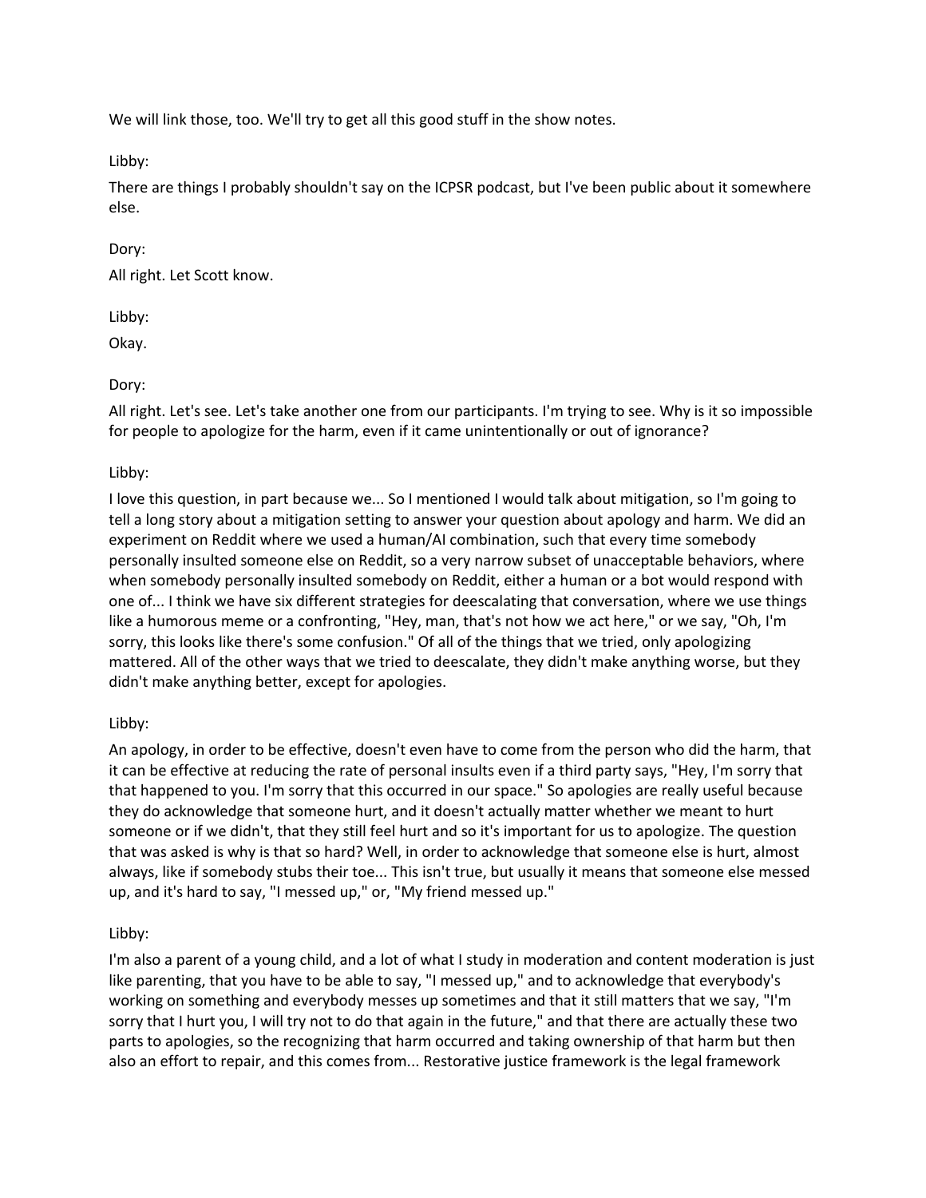We will link those, too. We'll try to get all this good stuff in the show notes.

Libby:

There are things I probably shouldn't say on the ICPSR podcast, but I've been public about it somewhere else.

Dory:

All right. Let Scott know.

Libby:

Okay.

Dory:

All right. Let's see. Let's take another one from our participants. I'm trying to see. Why is it so impossible for people to apologize for the harm, even if it came unintentionally or out of ignorance?

Libby:

I love this question, in part because we... So I mentioned I would talk about mitigation, so I'm going to tell a long story about a mitigation setting to answer your question about apology and harm. We did an experiment on Reddit where we used a human/AI combination, such that every time somebody personally insulted someone else on Reddit, so a very narrow subset of unacceptable behaviors, where when somebody personally insulted somebody on Reddit, either a human or a bot would respond with one of... I think we have six different strategies for deescalating that conversation, where we use things like a humorous meme or a confronting, "Hey, man, that's not how we act here," or we say, "Oh, I'm sorry, this looks like there's some confusion." Of all of the things that we tried, only apologizing mattered. All of the other ways that we tried to deescalate, they didn't make anything worse, but they didn't make anything better, except for apologies.

Libby:

An apology, in order to be effective, doesn't even have to come from the person who did the harm, that it can be effective at reducing the rate of personal insults even if a third party says, "Hey, I'm sorry that that happened to you. I'm sorry that this occurred in our space." So apologies are really useful because they do acknowledge that someone hurt, and it doesn't actually matter whether we meant to hurt someone or if we didn't, that they still feel hurt and so it's important for us to apologize. The question that was asked is why is that so hard? Well, in order to acknowledge that someone else is hurt, almost always, like if somebody stubs their toe... This isn't true, but usually it means that someone else messed up, and it's hard to say, "I messed up," or, "My friend messed up."

Libby:

I'm also a parent of a young child, and a lot of what I study in moderation and content moderation is just like parenting, that you have to be able to say, "I messed up," and to acknowledge that everybody's working on something and everybody messes up sometimes and that it still matters that we say, "I'm sorry that I hurt you, I will try not to do that again in the future," and that there are actually these two parts to apologies, so the recognizing that harm occurred and taking ownership of that harm but then also an effort to repair, and this comes from... Restorative justice framework is the legal framework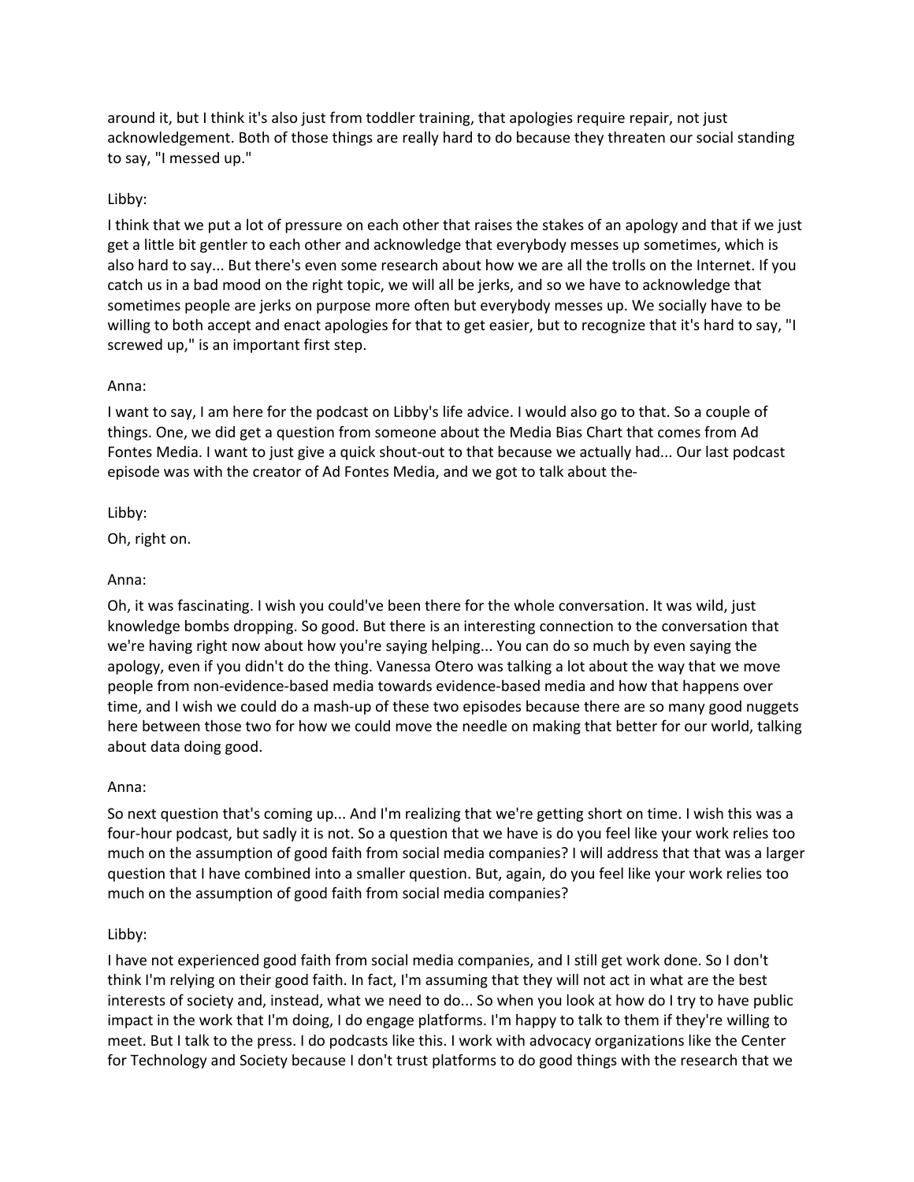around it, but I think it's also just from toddler training, that apologies require repair, not just acknowledgement. Both of those things are really hard to do because they threaten our social standing to say, "I messed up."

Libby:

I think that we put a lot of pressure on each other that raises the stakes of an apology and that if we just get a little bit gentler to each other and acknowledge that everybody messes up sometimes, which is also hard to say... But there's even some research about how we are all the trolls on the Internet. If you catch us in a bad mood on the right topic, we will all be jerks, and so we have to acknowledge that sometimes people are jerks on purpose more often but everybody messes up. We socially have to be willing to both accept and enact apologies for that to get easier, but to recognize that it's hard to say, "I screwed up," is an important first step.

Anna:

I want to say, I am here for the podcast on Libby's life advice. I would also go to that. So a couple of things. One, we did get a question from someone about the Media Bias Chart that comes from Ad Fontes Media. I want to just give a quick shout-out to that because we actually had... Our last podcast episode was with the creator of Ad Fontes Media, and we got to talk about the-

Libby:

Oh, right on.

Anna:

Oh, it was fascinating. I wish you could've been there for the whole conversation. It was wild, just knowledge bombs dropping. So good. But there is an interesting connection to the conversation that we're having right now about how you're saying helping... You can do so much by even saying the apology, even if you didn't do the thing. Vanessa Otero was talking a lot about the way that we move people from non-evidence-based media towards evidence-based media and how that happens over time, and I wish we could do a mash-up of these two episodes because there are so many good nuggets here between those two for how we could move the needle on making that better for our world, talking about data doing good.

Anna:

So next question that's coming up... And I'm realizing that we're getting short on time. I wish this was a four-hour podcast, but sadly it is not. So a question that we have is do you feel like your work relies too much on the assumption of good faith from social media companies? I will address that that was a larger question that I have combined into a smaller question. But, again, do you feel like your work relies too much on the assumption of good faith from social media companies?

Libby:

I have not experienced good faith from social media companies, and I still get work done. So I don't think I'm relying on their good faith. In fact, I'm assuming that they will not act in what are the best interests of society and, instead, what we need to do... So when you look at how do I try to have public impact in the work that I'm doing, I do engage platforms. I'm happy to talk to them if they're willing to meet. But I talk to the press. I do podcasts like this. I work with advocacy organizations like the Center for Technology and Society because I don't trust platforms to do good things with the research that we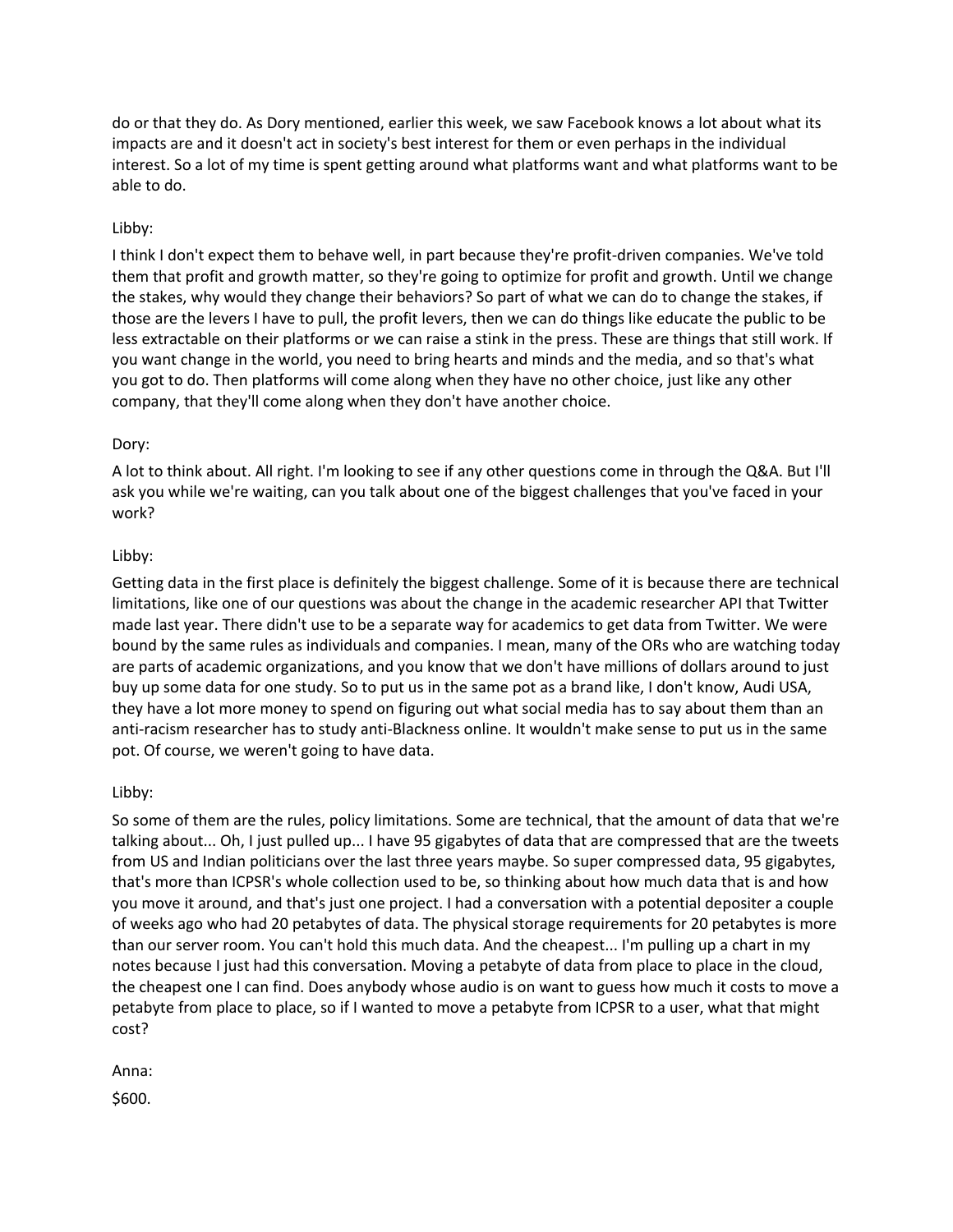do or that they do. As Dory mentioned, earlier this week, we saw Facebook knows a lot about what its impacts are and it doesn't act in society's best interest for them or even perhaps in the individual interest. So a lot of my time is spent getting around what platforms want and what platforms want to be able to do.

Libby:

I think I don't expect them to behave well, in part because they're profit-driven companies. We've told them that profit and growth matter, so they're going to optimize for profit and growth. Until we change the stakes, why would they change their behaviors? So part of what we can do to change the stakes, if those are the levers I have to pull, the profit levers, then we can do things like educate the public to be less extractable on their platforms or we can raise a stink in the press. These are things that still work. If you want change in the world, you need to bring hearts and minds and the media, and so that's what you got to do. Then platforms will come along when they have no other choice, just like any other company, that they'll come along when they don't have another choice.

Dory:

A lot to think about. All right. I'm looking to see if any other questions come in through the Q&A. But I'll ask you while we're waiting, can you talk about one of the biggest challenges that you've faced in your work?

Libby:

Getting data in the first place is definitely the biggest challenge. Some of it is because there are technical limitations, like one of our questions was about the change in the academic researcher API that Twitter made last year. There didn't use to be a separate way for academics to get data from Twitter. We were bound by the same rules as individuals and companies. I mean, many of the ORs who are watching today are parts of academic organizations, and you know that we don't have millions of dollars around to just buy up some data for one study. So to put us in the same pot as a brand like, I don't know, Audi USA, they have a lot more money to spend on figuring out what social media has to say about them than an anti-racism researcher has to study anti-Blackness online. It wouldn't make sense to put us in the same pot. Of course, we weren't going to have data.

Libby:

So some of them are the rules, policy limitations. Some are technical, that the amount of data that we're talking about... Oh, I just pulled up... I have 95 gigabytes of data that are compressed that are the tweets from US and Indian politicians over the last three years maybe. So super compressed data, 95 gigabytes, that's more than ICPSR's whole collection used to be, so thinking about how much data that is and how you move it around, and that's just one project. I had a conversation with a potential depositer a couple of weeks ago who had 20 petabytes of data. The physical storage requirements for 20 petabytes is more than our server room. You can't hold this much data. And the cheapest... I'm pulling up a chart in my notes because I just had this conversation. Moving a petabyte of data from place to place in the cloud, the cheapest one I can find. Does anybody whose audio is on want to guess how much it costs to move a petabyte from place to place, so if I wanted to move a petabyte from ICPSR to a user, what that might cost?

Anna:

$600.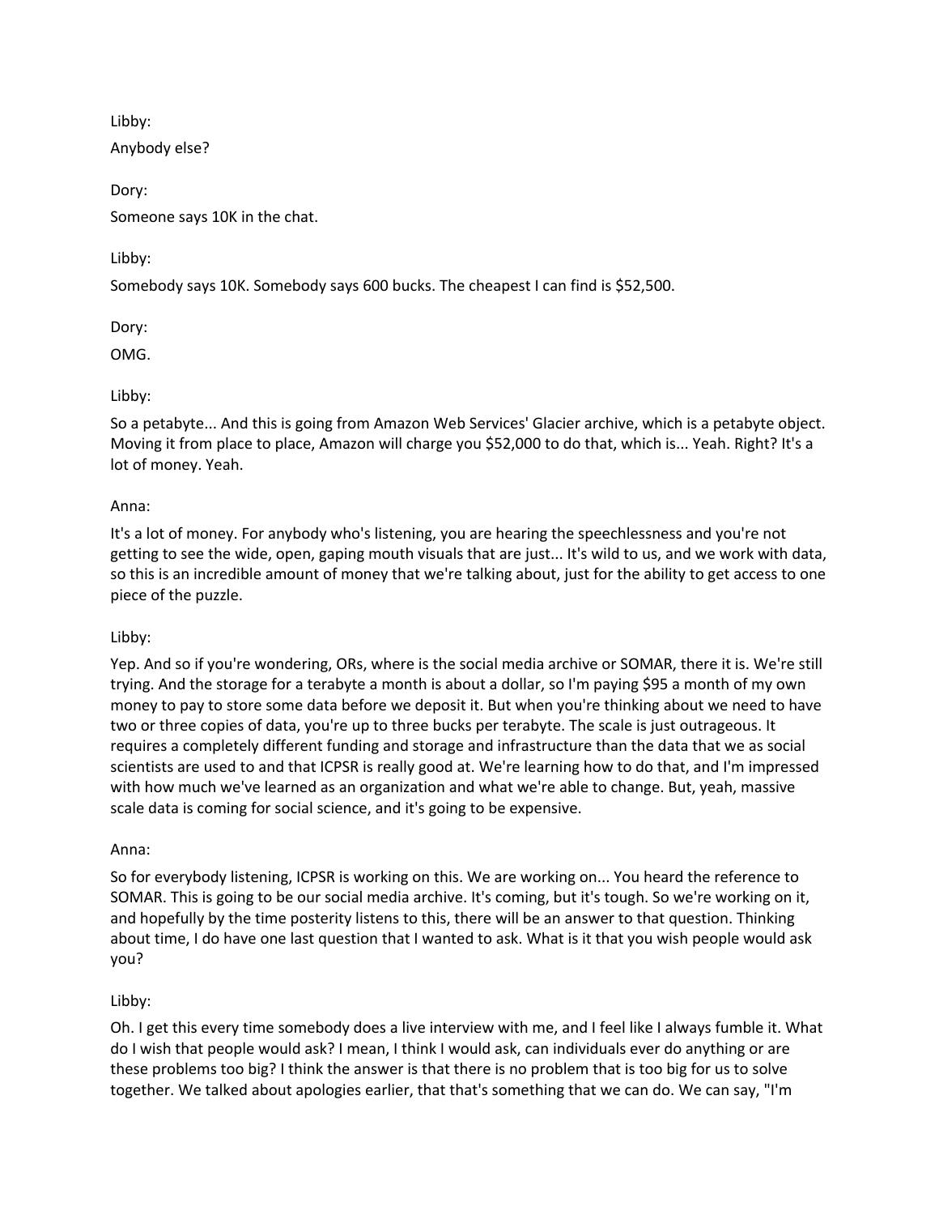Libby:

Anybody else?

Dory:

Someone says 10K in the chat.

Libby:

Somebody says 10K. Somebody says 600 bucks. The cheapest I can find is $52,500.

Dory:

OMG.

Libby:

So a petabyte... And this is going from Amazon Web Services' Glacier archive, which is a petabyte object. Moving it from place to place, Amazon will charge you $52,000 to do that, which is... Yeah. Right? It's a lot of money. Yeah.

Anna:

It's a lot of money. For anybody who's listening, you are hearing the speechlessness and you're not getting to see the wide, open, gaping mouth visuals that are just... It's wild to us, and we work with data, so this is an incredible amount of money that we're talking about, just for the ability to get access to one piece of the puzzle.

Libby:

Yep. And so if you're wondering, ORs, where is the social media archive or SOMAR, there it is. We're still trying. And the storage for a terabyte a month is about a dollar, so I'm paying $95 a month of my own money to pay to store some data before we deposit it. But when you're thinking about we need to have two or three copies of data, you're up to three bucks per terabyte. The scale is just outrageous. It requires a completely different funding and storage and infrastructure than the data that we as social scientists are used to and that ICPSR is really good at. We're learning how to do that, and I'm impressed with how much we've learned as an organization and what we're able to change. But, yeah, massive scale data is coming for social science, and it's going to be expensive.

Anna:

So for everybody listening, ICPSR is working on this. We are working on... You heard the reference to SOMAR. This is going to be our social media archive. It's coming, but it's tough. So we're working on it, and hopefully by the time posterity listens to this, there will be an answer to that question. Thinking about time, I do have one last question that I wanted to ask. What is it that you wish people would ask you?

Libby:

Oh. I get this every time somebody does a live interview with me, and I feel like I always fumble it. What do I wish that people would ask? I mean, I think I would ask, can individuals ever do anything or are these problems too big? I think the answer is that there is no problem that is too big for us to solve together. We talked about apologies earlier, that that's something that we can do. We can say, "I'm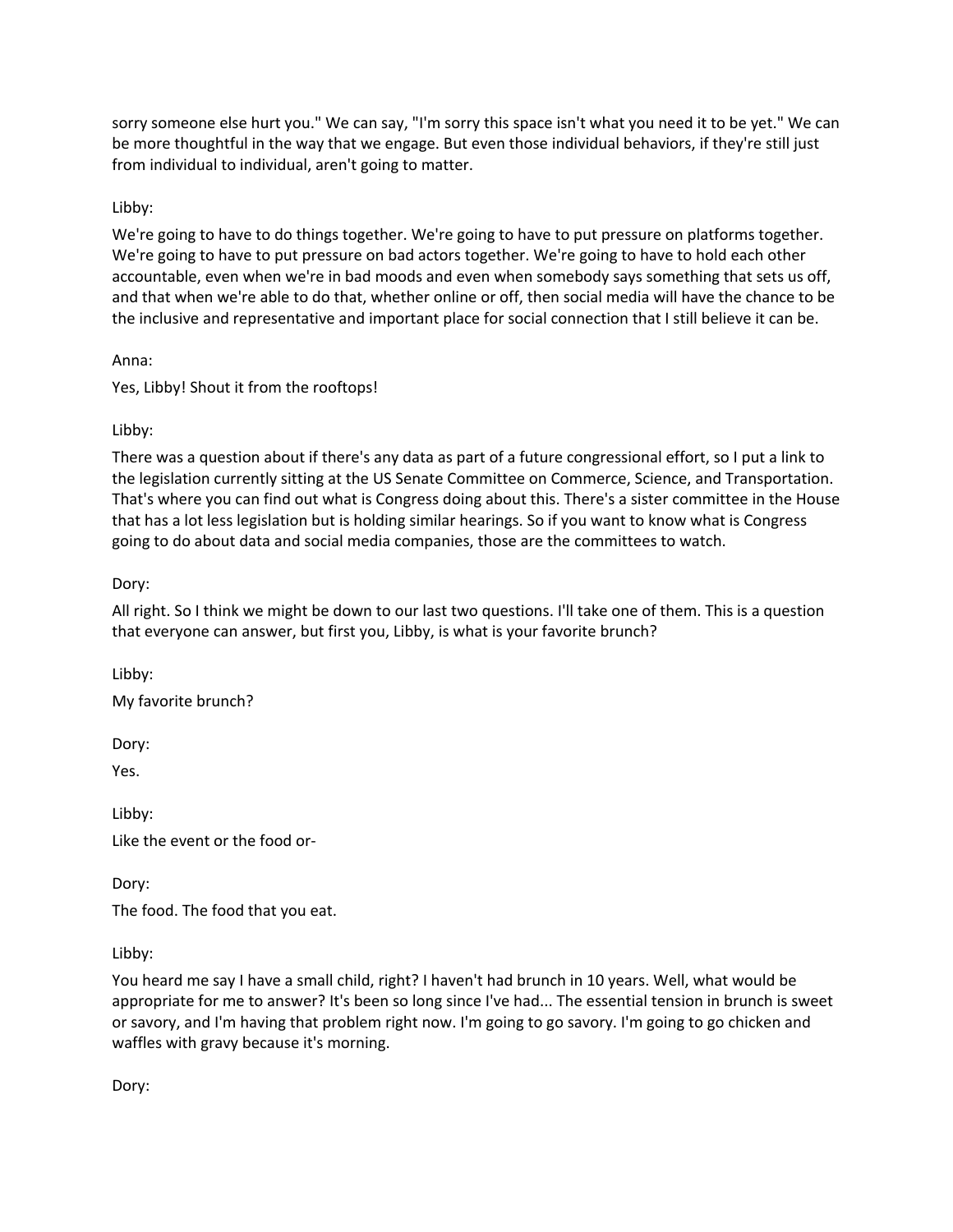sorry someone else hurt you." We can say, "I'm sorry this space isn't what you need it to be yet." We can be more thoughtful in the way that we engage. But even those individual behaviors, if they're still just from individual to individual, aren't going to matter.

Libby:

We're going to have to do things together. We're going to have to put pressure on platforms together. We're going to have to put pressure on bad actors together. We're going to have to hold each other accountable, even when we're in bad moods and even when somebody says something that sets us off, and that when we're able to do that, whether online or off, then social media will have the chance to be the inclusive and representative and important place for social connection that I still believe it can be.

Anna:

Yes, Libby! Shout it from the rooftops!

Libby:

There was a question about if there's any data as part of a future congressional effort, so I put a link to the legislation currently sitting at the US Senate Committee on Commerce, Science, and Transportation. That's where you can find out what is Congress doing about this. There's a sister committee in the House that has a lot less legislation but is holding similar hearings. So if you want to know what is Congress going to do about data and social media companies, those are the committees to watch.

Dory:

All right. So I think we might be down to our last two questions. I'll take one of them. This is a question that everyone can answer, but first you, Libby, is what is your favorite brunch?

Libby:

My favorite brunch?

Dory:

Yes.

Libby:

Like the event or the food or-

Dory:

The food. The food that you eat.

Libby:

You heard me say I have a small child, right? I haven't had brunch in 10 years. Well, what would be appropriate for me to answer? It's been so long since I've had... The essential tension in brunch is sweet or savory, and I'm having that problem right now. I'm going to go savory. I'm going to go chicken and waffles with gravy because it's morning.

Dory: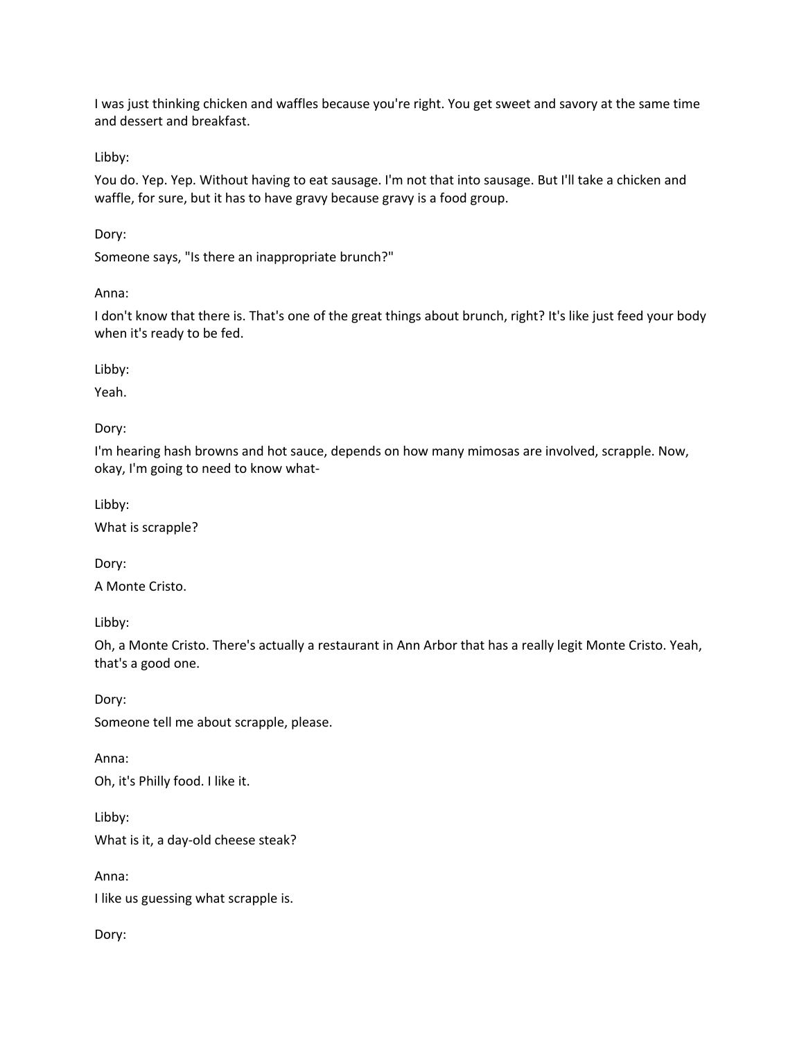I was just thinking chicken and waffles because you're right. You get sweet and savory at the same time and dessert and breakfast.

Libby:

You do. Yep. Yep. Without having to eat sausage. I'm not that into sausage. But I'll take a chicken and waffle, for sure, but it has to have gravy because gravy is a food group.

Dory:

Someone says, "Is there an inappropriate brunch?"

Anna:

I don't know that there is. That's one of the great things about brunch, right? It's like just feed your body when it's ready to be fed.

Libby:

Yeah.

Dory:

I'm hearing hash browns and hot sauce, depends on how many mimosas are involved, scrapple. Now, okay, I'm going to need to know what-

Libby:

What is scrapple?

Dory:

A Monte Cristo.

Libby:

Oh, a Monte Cristo. There's actually a restaurant in Ann Arbor that has a really legit Monte Cristo. Yeah, that's a good one.

Dory:

Someone tell me about scrapple, please.

Anna:

Oh, it's Philly food. I like it.

Libby:

What is it, a day-old cheese steak?

Anna:

I like us guessing what scrapple is.

Dory: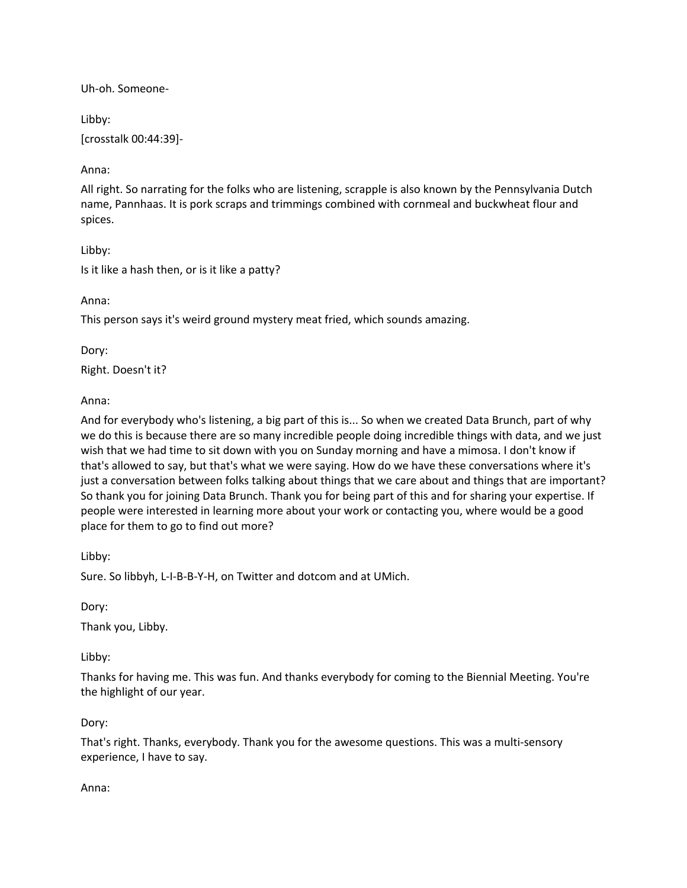Uh-oh. Someone-

Libby:

[crosstalk 00:44:39]-

Anna:

All right. So narrating for the folks who are listening, scrapple is also known by the Pennsylvania Dutch name, Pannhaas. It is pork scraps and trimmings combined with cornmeal and buckwheat flour and spices.

Libby:

Is it like a hash then, or is it like a patty?

Anna:

This person says it's weird ground mystery meat fried, which sounds amazing.

Dory:

Right. Doesn't it?

Anna:

And for everybody who's listening, a big part of this is... So when we created Data Brunch, part of why we do this is because there are so many incredible people doing incredible things with data, and we just wish that we had time to sit down with you on Sunday morning and have a mimosa. I don't know if that's allowed to say, but that's what we were saying. How do we have these conversations where it's just a conversation between folks talking about things that we care about and things that are important? So thank you for joining Data Brunch. Thank you for being part of this and for sharing your expertise. If people were interested in learning more about your work or contacting you, where would be a good place for them to go to find out more?

Libby:

Sure. So libbyh, L-I-B-B-Y-H, on Twitter and dotcom and at UMich.

Dory:

Thank you, Libby.

Libby:

Thanks for having me. This was fun. And thanks everybody for coming to the Biennial Meeting. You're the highlight of our year.

Dory:

That's right. Thanks, everybody. Thank you for the awesome questions. This was a multi-sensory experience, I have to say.

Anna: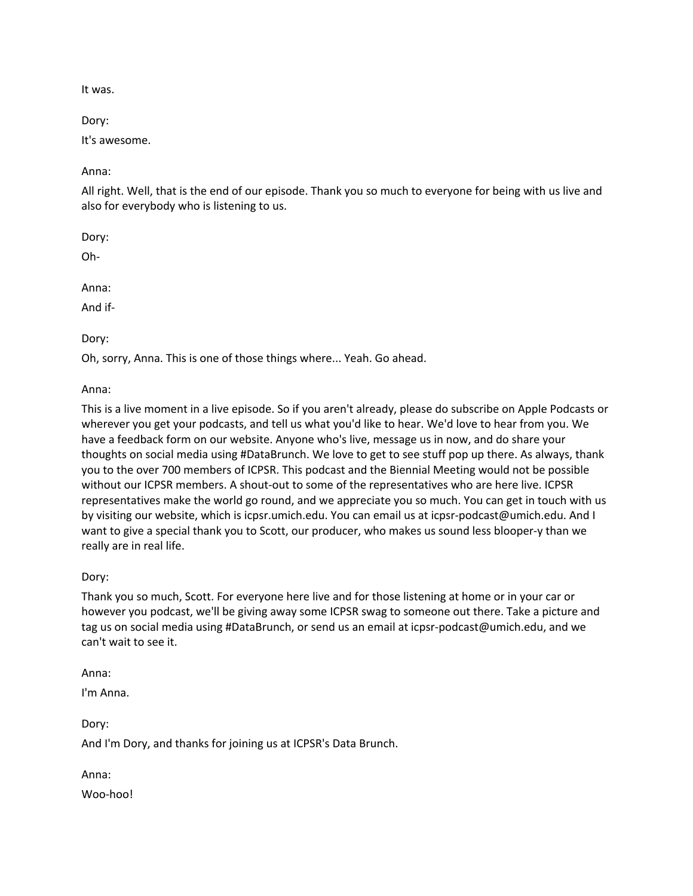It was.

Dory:

It's awesome.

Anna:

All right. Well, that is the end of our episode. Thank you so much to everyone for being with us live and also for everybody who is listening to us.

Dory:

Oh-

Anna:

And if-

Dory:

Oh, sorry, Anna. This is one of those things where... Yeah. Go ahead.

Anna:

This is a live moment in a live episode. So if you aren't already, please do subscribe on Apple Podcasts or wherever you get your podcasts, and tell us what you'd like to hear. We'd love to hear from you. We have a feedback form on our website. Anyone who's live, message us in now, and do share your thoughts on social media using #DataBrunch. We love to get to see stuff pop up there. As always, thank you to the over 700 members of ICPSR. This podcast and the Biennial Meeting would not be possible without our ICPSR members. A shout-out to some of the representatives who are here live. ICPSR representatives make the world go round, and we appreciate you so much. You can get in touch with us by visiting our website, which is icpsr.umich.edu. You can email us at icpsr-podcast@umich.edu. And I want to give a special thank you to Scott, our producer, who makes us sound less blooper-y than we really are in real life.

Dory:

Thank you so much, Scott. For everyone here live and for those listening at home or in your car or however you podcast, we'll be giving away some ICPSR swag to someone out there. Take a picture and tag us on social media using #DataBrunch, or send us an email at icpsr-podcast@umich.edu, and we can't wait to see it.

Anna:

I'm Anna.

Dory:

And I'm Dory, and thanks for joining us at ICPSR's Data Brunch.

Anna:

Woo-hoo!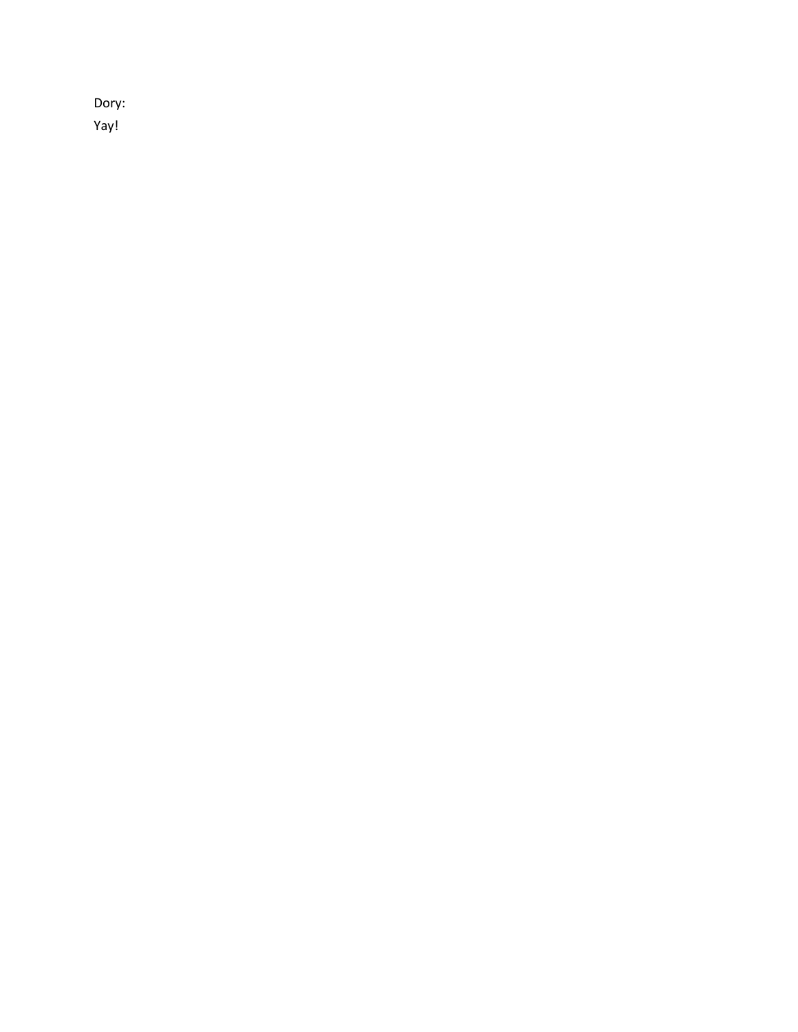Dory:

Yay!